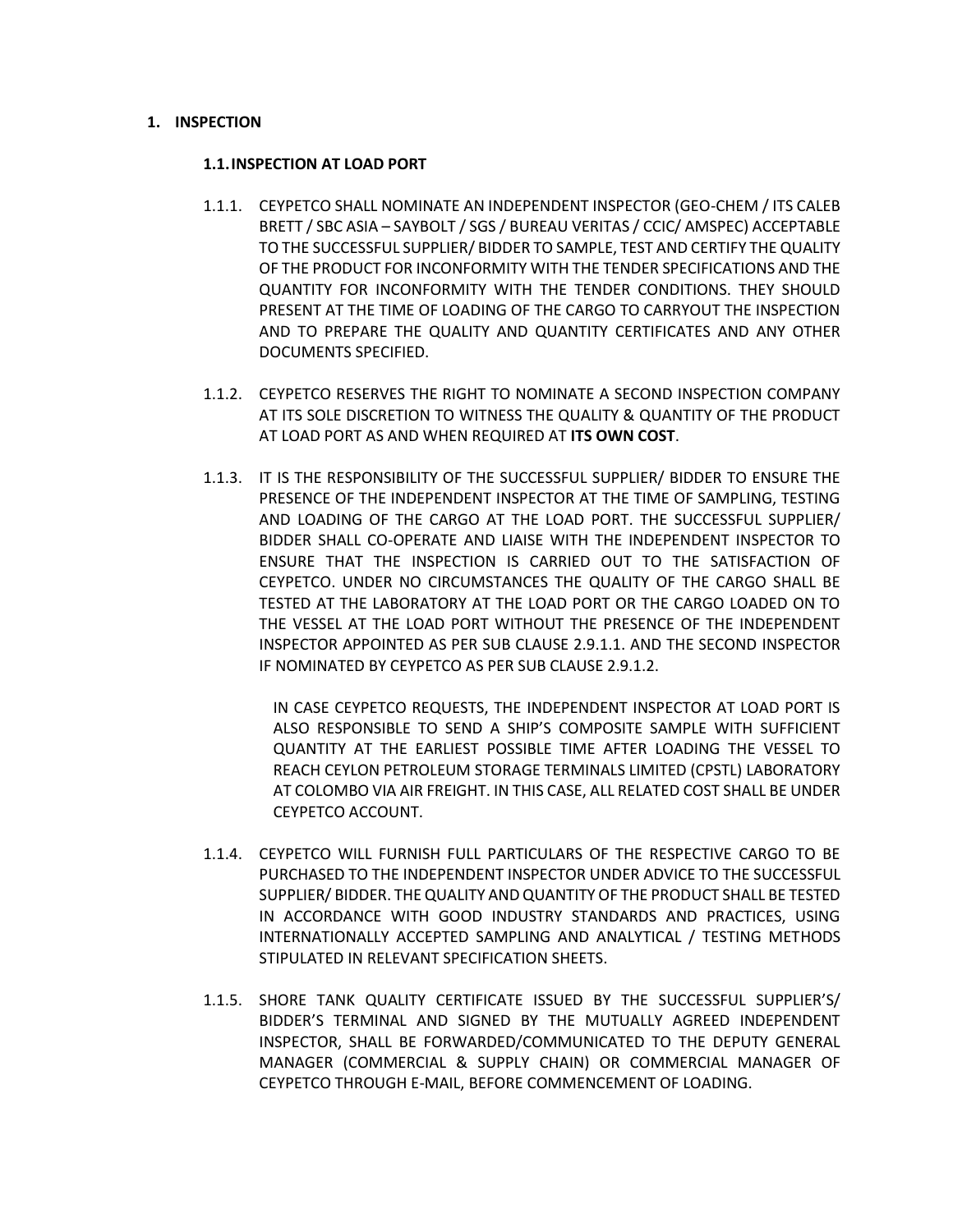# 1. INSPECTION

## 1.1. INSPECTION AT LOAD PORT

1.1.1. CEYPETCO SHALL NOMINATE AN INDEPENDENT INSPECTOR (GEO-CHEM / ITS CALEB BRETT / SBC ASIA – SAYBOLT / SGS / BUREAU VERITAS / CCIC/ AMSPEC) ACCEPTABLE TO THE SUCCESSFUL SUPPLIER/ BIDDER TO SAMPLE, TEST AND CERTIFY THE QUALITY OF THE PRODUCT FOR INCONFORMITY WITH THE TENDER SPECIFICATIONS AND THE QUANTITY FOR INCONFORMITY WITH THE TENDER CONDITIONS. THEY SHOULD PRESENT AT THE TIME OF LOADING OF THE CARGO TO CARRYOUT THE INSPECTION AND TO PREPARE THE QUALITY AND QUANTITY CERTIFICATES AND ANY OTHER DOCUMENTS SPECIFIED.

1.1.2. CEYPETCO RESERVES THE RIGHT TO NOMINATE A SECOND INSPECTION COMPANY AT ITS SOLE DISCRETION TO WITNESS THE QUALITY & QUANTITY OF THE PRODUCT AT LOAD PORT AS AND WHEN REQUIRED AT **ITS OWN COST**.

1.1.3. IT IS THE RESPONSIBILITY OF THE SUCCESSFUL SUPPLIER/ BIDDER TO ENSURE THE PRESENCE OF THE INDEPENDENT INSPECTOR AT THE TIME OF SAMPLING, TESTING AND LOADING OF THE CARGO AT THE LOAD PORT. THE SUCCESSFUL SUPPLIER/ BIDDER SHALL CO-OPERATE AND LIAISE WITH THE INDEPENDENT INSPECTOR TO ENSURE THAT THE INSPECTION IS CARRIED OUT TO THE SATISFACTION OF CEYPETCO. UNDER NO CIRCUMSTANCES THE QUALITY OF THE CARGO SHALL BE TESTED AT THE LABORATORY AT THE LOAD PORT OR THE CARGO LOADED ON TO THE VESSEL AT THE LOAD PORT WITHOUT THE PRESENCE OF THE INDEPENDENT INSPECTOR APPOINTED AS PER SUB CLAUSE 2.9.1.1. AND THE SECOND INSPECTOR IF NOMINATED BY CEYPETCO AS PER SUB CLAUSE 2.9.1.2.

IN CASE CEYPETCO REQUESTS, THE INDEPENDENT INSPECTOR AT LOAD PORT IS ALSO RESPONSIBLE TO SEND A SHIP'S COMPOSITE SAMPLE WITH SUFFICIENT QUANTITY AT THE EARLIEST POSSIBLE TIME AFTER LOADING THE VESSEL TO REACH CEYLON PETROLEUM STORAGE TERMINALS LIMITED (CPSTL) LABORATORY AT COLOMBO VIA AIR FREIGHT. IN THIS CASE, ALL RELATED COST SHALL BE UNDER CEYPETCO ACCOUNT.

1.1.4. CEYPETCO WILL FURNISH FULL PARTICULARS OF THE RESPECTIVE CARGO TO BE PURCHASED TO THE INDEPENDENT INSPECTOR UNDER ADVICE TO THE SUCCESSFUL SUPPLIER/ BIDDER. THE QUALITY AND QUANTITY OF THE PRODUCT SHALL BE TESTED IN ACCORDANCE WITH GOOD INDUSTRY STANDARDS AND PRACTICES, USING INTERNATIONALLY ACCEPTED SAMPLING AND ANALYTICAL / TESTING METHODS STIPULATED IN RELEVANT SPECIFICATION SHEETS.

1.1.5. SHORE TANK QUALITY CERTIFICATE ISSUED BY THE SUCCESSFUL SUPPLIER'S/ BIDDER'S TERMINAL AND SIGNED BY THE MUTUALLY AGREED INDEPENDENT INSPECTOR, SHALL BE FORWARDED/COMMUNICATED TO THE DEPUTY GENERAL MANAGER (COMMERCIAL & SUPPLY CHAIN) OR COMMERCIAL MANAGER OF CEYPETCO THROUGH E-MAIL, BEFORE COMMENCEMENT OF LOADING.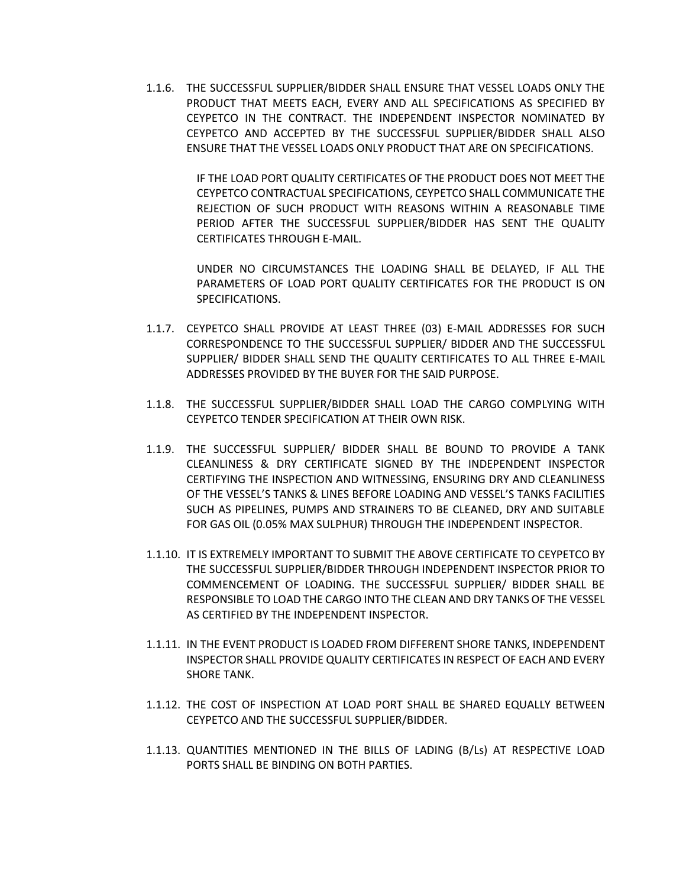1.1.6. THE SUCCESSFUL SUPPLIER/BIDDER SHALL ENSURE THAT VESSEL LOADS ONLY THE PRODUCT THAT MEETS EACH, EVERY AND ALL SPECIFICATIONS AS SPECIFIED BY CEYPETCO IN THE CONTRACT. THE INDEPENDENT INSPECTOR NOMINATED BY CEYPETCO AND ACCEPTED BY THE SUCCESSFUL SUPPLIER/BIDDER SHALL ALSO ENSURE THAT THE VESSEL LOADS ONLY PRODUCT THAT ARE ON SPECIFICATIONS.

IF THE LOAD PORT QUALITY CERTIFICATES OF THE PRODUCT DOES NOT MEET THE CEYPETCO CONTRACTUAL SPECIFICATIONS, CEYPETCO SHALL COMMUNICATE THE REJECTION OF SUCH PRODUCT WITH REASONS WITHIN A REASONABLE TIME PERIOD AFTER THE SUCCESSFUL SUPPLIER/BIDDER HAS SENT THE QUALITY CERTIFICATES THROUGH E-MAIL.

UNDER NO CIRCUMSTANCES THE LOADING SHALL BE DELAYED, IF ALL THE PARAMETERS OF LOAD PORT QUALITY CERTIFICATES FOR THE PRODUCT IS ON SPECIFICATIONS.

1.1.7. CEYPETCO SHALL PROVIDE AT LEAST THREE (03) E-MAIL ADDRESSES FOR SUCH CORRESPONDENCE TO THE SUCCESSFUL SUPPLIER/ BIDDER AND THE SUCCESSFUL SUPPLIER/ BIDDER SHALL SEND THE QUALITY CERTIFICATES TO ALL THREE E-MAIL ADDRESSES PROVIDED BY THE BUYER FOR THE SAID PURPOSE.

1.1.8. THE SUCCESSFUL SUPPLIER/BIDDER SHALL LOAD THE CARGO COMPLYING WITH CEYPETCO TENDER SPECIFICATION AT THEIR OWN RISK.

1.1.9. THE SUCCESSFUL SUPPLIER/ BIDDER SHALL BE BOUND TO PROVIDE A TANK CLEANLINESS & DRY CERTIFICATE SIGNED BY THE INDEPENDENT INSPECTOR CERTIFYING THE INSPECTION AND WITNESSING, ENSURING DRY AND CLEANLINESS OF THE VESSEL'S TANKS & LINES BEFORE LOADING AND VESSEL'S TANKS FACILITIES SUCH AS PIPELINES, PUMPS AND STRAINERS TO BE CLEANED, DRY AND SUITABLE FOR GAS OIL (0.05% MAX SULPHUR) THROUGH THE INDEPENDENT INSPECTOR.

1.1.10. IT IS EXTREMELY IMPORTANT TO SUBMIT THE ABOVE CERTIFICATE TO CEYPETCO BY THE SUCCESSFUL SUPPLIER/BIDDER THROUGH INDEPENDENT INSPECTOR PRIOR TO COMMENCEMENT OF LOADING. THE SUCCESSFUL SUPPLIER/ BIDDER SHALL BE RESPONSIBLE TO LOAD THE CARGO INTO THE CLEAN AND DRY TANKS OF THE VESSEL AS CERTIFIED BY THE INDEPENDENT INSPECTOR.

1.1.11. IN THE EVENT PRODUCT IS LOADED FROM DIFFERENT SHORE TANKS, INDEPENDENT INSPECTOR SHALL PROVIDE QUALITY CERTIFICATES IN RESPECT OF EACH AND EVERY SHORE TANK.

1.1.12. THE COST OF INSPECTION AT LOAD PORT SHALL BE SHARED EQUALLY BETWEEN CEYPETCO AND THE SUCCESSFUL SUPPLIER/BIDDER.

1.1.13. QUANTITIES MENTIONED IN THE BILLS OF LADING (B/Ls) AT RESPECTIVE LOAD PORTS SHALL BE BINDING ON BOTH PARTIES.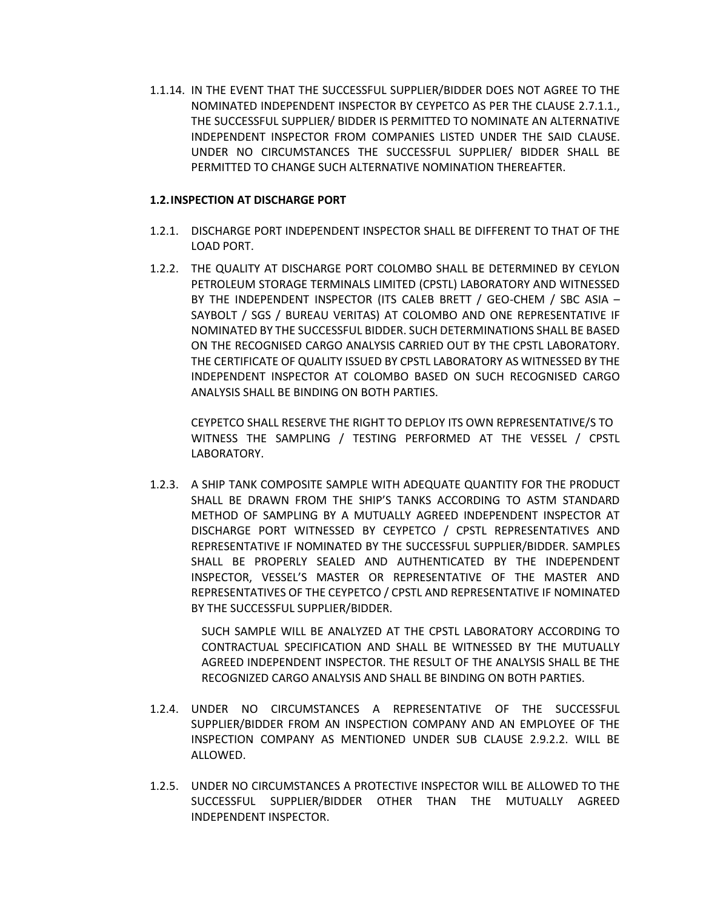1.1.14. IN THE EVENT THAT THE SUCCESSFUL SUPPLIER/BIDDER DOES NOT AGREE TO THE NOMINATED INDEPENDENT INSPECTOR BY CEYPETCO AS PER THE CLAUSE 2.7.1.1., THE SUCCESSFUL SUPPLIER/ BIDDER IS PERMITTED TO NOMINATE AN ALTERNATIVE INDEPENDENT INSPECTOR FROM COMPANIES LISTED UNDER THE SAID CLAUSE. UNDER NO CIRCUMSTANCES THE SUCCESSFUL SUPPLIER/ BIDDER SHALL BE PERMITTED TO CHANGE SUCH ALTERNATIVE NOMINATION THEREAFTER.

**1.2. INSPECTION AT DISCHARGE PORT**

1.2.1. DISCHARGE PORT INDEPENDENT INSPECTOR SHALL BE DIFFERENT TO THAT OF THE LOAD PORT.

1.2.2. THE QUALITY AT DISCHARGE PORT COLOMBO SHALL BE DETERMINED BY CEYLON PETROLEUM STORAGE TERMINALS LIMITED (CPSTL) LABORATORY AND WITNESSED BY THE INDEPENDENT INSPECTOR (ITS CALEB BRETT / GEO-CHEM / SBC ASIA – SAYBOLT / SGS / BUREAU VERITAS) AT COLOMBO AND ONE REPRESENTATIVE IF NOMINATED BY THE SUCCESSFUL BIDDER. SUCH DETERMINATIONS SHALL BE BASED ON THE RECOGNISED CARGO ANALYSIS CARRIED OUT BY THE CPSTL LABORATORY. THE CERTIFICATE OF QUALITY ISSUED BY CPSTL LABORATORY AS WITNESSED BY THE INDEPENDENT INSPECTOR AT COLOMBO BASED ON SUCH RECOGNISED CARGO ANALYSIS SHALL BE BINDING ON BOTH PARTIES.

CEYPETCO SHALL RESERVE THE RIGHT TO DEPLOY ITS OWN REPRESENTATIVE/S TO WITNESS THE SAMPLING / TESTING PERFORMED AT THE VESSEL / CPSTL LABORATORY.

1.2.3. A SHIP TANK COMPOSITE SAMPLE WITH ADEQUATE QUANTITY FOR THE PRODUCT SHALL BE DRAWN FROM THE SHIP'S TANKS ACCORDING TO ASTM STANDARD METHOD OF SAMPLING BY A MUTUALLY AGREED INDEPENDENT INSPECTOR AT DISCHARGE PORT WITNESSED BY CEYPETCO / CPSTL REPRESENTATIVES AND REPRESENTATIVE IF NOMINATED BY THE SUCCESSFUL SUPPLIER/BIDDER. SAMPLES SHALL BE PROPERLY SEALED AND AUTHENTICATED BY THE INDEPENDENT INSPECTOR, VESSEL'S MASTER OR REPRESENTATIVE OF THE MASTER AND REPRESENTATIVES OF THE CEYPETCO / CPSTL AND REPRESENTATIVE IF NOMINATED BY THE SUCCESSFUL SUPPLIER/BIDDER.

SUCH SAMPLE WILL BE ANALYZED AT THE CPSTL LABORATORY ACCORDING TO CONTRACTUAL SPECIFICATION AND SHALL BE WITNESSED BY THE MUTUALLY AGREED INDEPENDENT INSPECTOR. THE RESULT OF THE ANALYSIS SHALL BE THE RECOGNIZED CARGO ANALYSIS AND SHALL BE BINDING ON BOTH PARTIES.

1.2.4. UNDER NO CIRCUMSTANCES A REPRESENTATIVE OF THE SUCCESSFUL SUPPLIER/BIDDER FROM AN INSPECTION COMPANY AND AN EMPLOYEE OF THE INSPECTION COMPANY AS MENTIONED UNDER SUB CLAUSE 2.9.2.2. WILL BE ALLOWED.

1.2.5. UNDER NO CIRCUMSTANCES A PROTECTIVE INSPECTOR WILL BE ALLOWED TO THE SUCCESSFUL SUPPLIER/BIDDER OTHER THAN THE MUTUALLY AGREED INDEPENDENT INSPECTOR.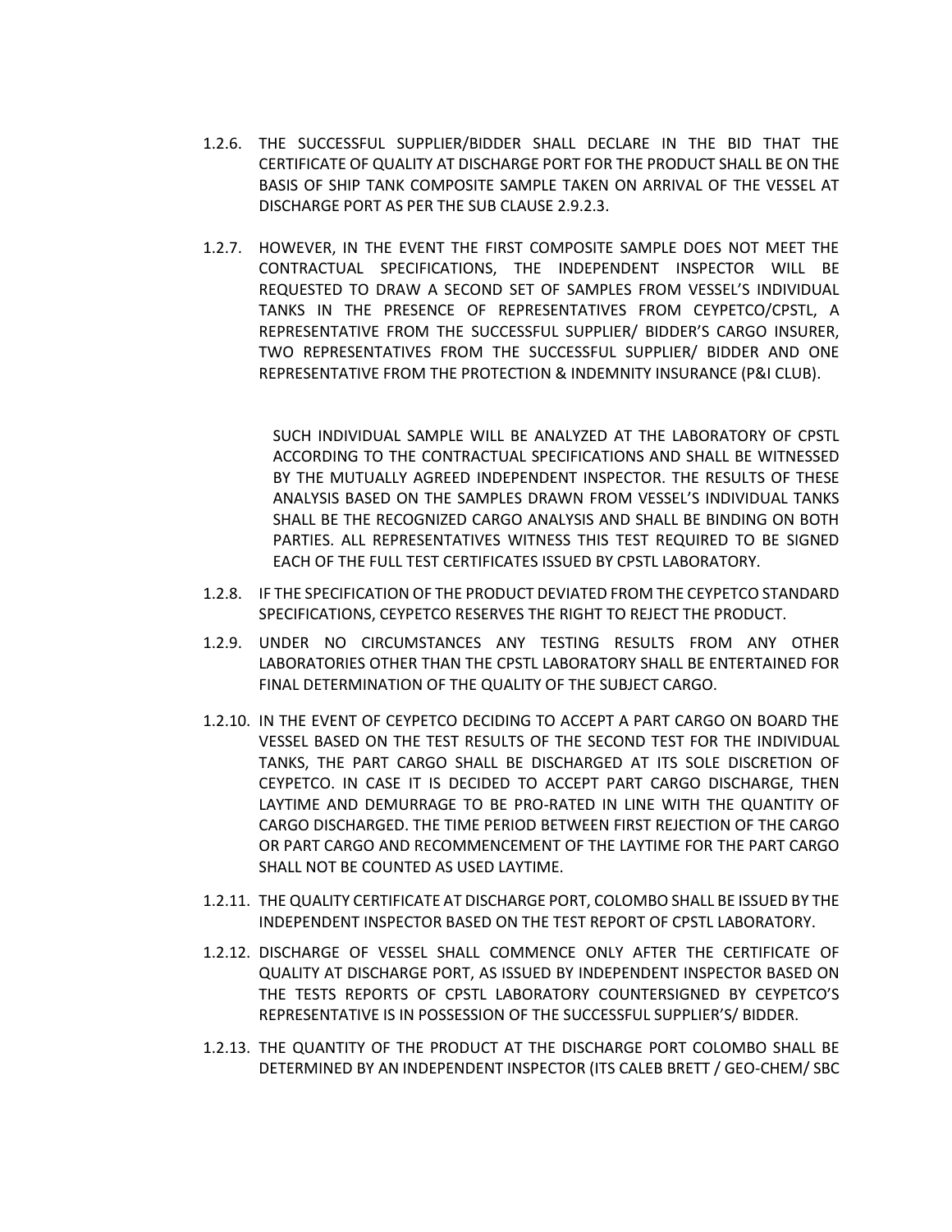1.2.6. THE SUCCESSFUL SUPPLIER/BIDDER SHALL DECLARE IN THE BID THAT THE CERTIFICATE OF QUALITY AT DISCHARGE PORT FOR THE PRODUCT SHALL BE ON THE BASIS OF SHIP TANK COMPOSITE SAMPLE TAKEN ON ARRIVAL OF THE VESSEL AT DISCHARGE PORT AS PER THE SUB CLAUSE 2.9.2.3.

1.2.7. HOWEVER, IN THE EVENT THE FIRST COMPOSITE SAMPLE DOES NOT MEET THE CONTRACTUAL SPECIFICATIONS, THE INDEPENDENT INSPECTOR WILL BE REQUESTED TO DRAW A SECOND SET OF SAMPLES FROM VESSEL'S INDIVIDUAL TANKS IN THE PRESENCE OF REPRESENTATIVES FROM CEYPETCO/CPSTL, A REPRESENTATIVE FROM THE SUCCESSFUL SUPPLIER/ BIDDER'S CARGO INSURER, TWO REPRESENTATIVES FROM THE SUCCESSFUL SUPPLIER/ BIDDER AND ONE REPRESENTATIVE FROM THE PROTECTION & INDEMNITY INSURANCE (P&I CLUB).

SUCH INDIVIDUAL SAMPLE WILL BE ANALYZED AT THE LABORATORY OF CPSTL ACCORDING TO THE CONTRACTUAL SPECIFICATIONS AND SHALL BE WITNESSED BY THE MUTUALLY AGREED INDEPENDENT INSPECTOR. THE RESULTS OF THESE ANALYSIS BASED ON THE SAMPLES DRAWN FROM VESSEL'S INDIVIDUAL TANKS SHALL BE THE RECOGNIZED CARGO ANALYSIS AND SHALL BE BINDING ON BOTH PARTIES. ALL REPRESENTATIVES WITNESS THIS TEST REQUIRED TO BE SIGNED EACH OF THE FULL TEST CERTIFICATES ISSUED BY CPSTL LABORATORY.

1.2.8. IF THE SPECIFICATION OF THE PRODUCT DEVIATED FROM THE CEYPETCO STANDARD SPECIFICATIONS, CEYPETCO RESERVES THE RIGHT TO REJECT THE PRODUCT.

1.2.9. UNDER NO CIRCUMSTANCES ANY TESTING RESULTS FROM ANY OTHER LABORATORIES OTHER THAN THE CPSTL LABORATORY SHALL BE ENTERTAINED FOR FINAL DETERMINATION OF THE QUALITY OF THE SUBJECT CARGO.

1.2.10. IN THE EVENT OF CEYPETCO DECIDING TO ACCEPT A PART CARGO ON BOARD THE VESSEL BASED ON THE TEST RESULTS OF THE SECOND TEST FOR THE INDIVIDUAL TANKS, THE PART CARGO SHALL BE DISCHARGED AT ITS SOLE DISCRETION OF CEYPETCO. IN CASE IT IS DECIDED TO ACCEPT PART CARGO DISCHARGE, THEN LAYTIME AND DEMURRAGE TO BE PRO-RATED IN LINE WITH THE QUANTITY OF CARGO DISCHARGED. THE TIME PERIOD BETWEEN FIRST REJECTION OF THE CARGO OR PART CARGO AND RECOMMENCEMENT OF THE LAYTIME FOR THE PART CARGO SHALL NOT BE COUNTED AS USED LAYTIME.

1.2.11. THE QUALITY CERTIFICATE AT DISCHARGE PORT, COLOMBO SHALL BE ISSUED BY THE INDEPENDENT INSPECTOR BASED ON THE TEST REPORT OF CPSTL LABORATORY.

1.2.12. DISCHARGE OF VESSEL SHALL COMMENCE ONLY AFTER THE CERTIFICATE OF QUALITY AT DISCHARGE PORT, AS ISSUED BY INDEPENDENT INSPECTOR BASED ON THE TESTS REPORTS OF CPSTL LABORATORY COUNTERSIGNED BY CEYPETCO'S REPRESENTATIVE IS IN POSSESSION OF THE SUCCESSFUL SUPPLIER'S/ BIDDER.

1.2.13. THE QUANTITY OF THE PRODUCT AT THE DISCHARGE PORT COLOMBO SHALL BE DETERMINED BY AN INDEPENDENT INSPECTOR (ITS CALEB BRETT / GEO-CHEM/ SBC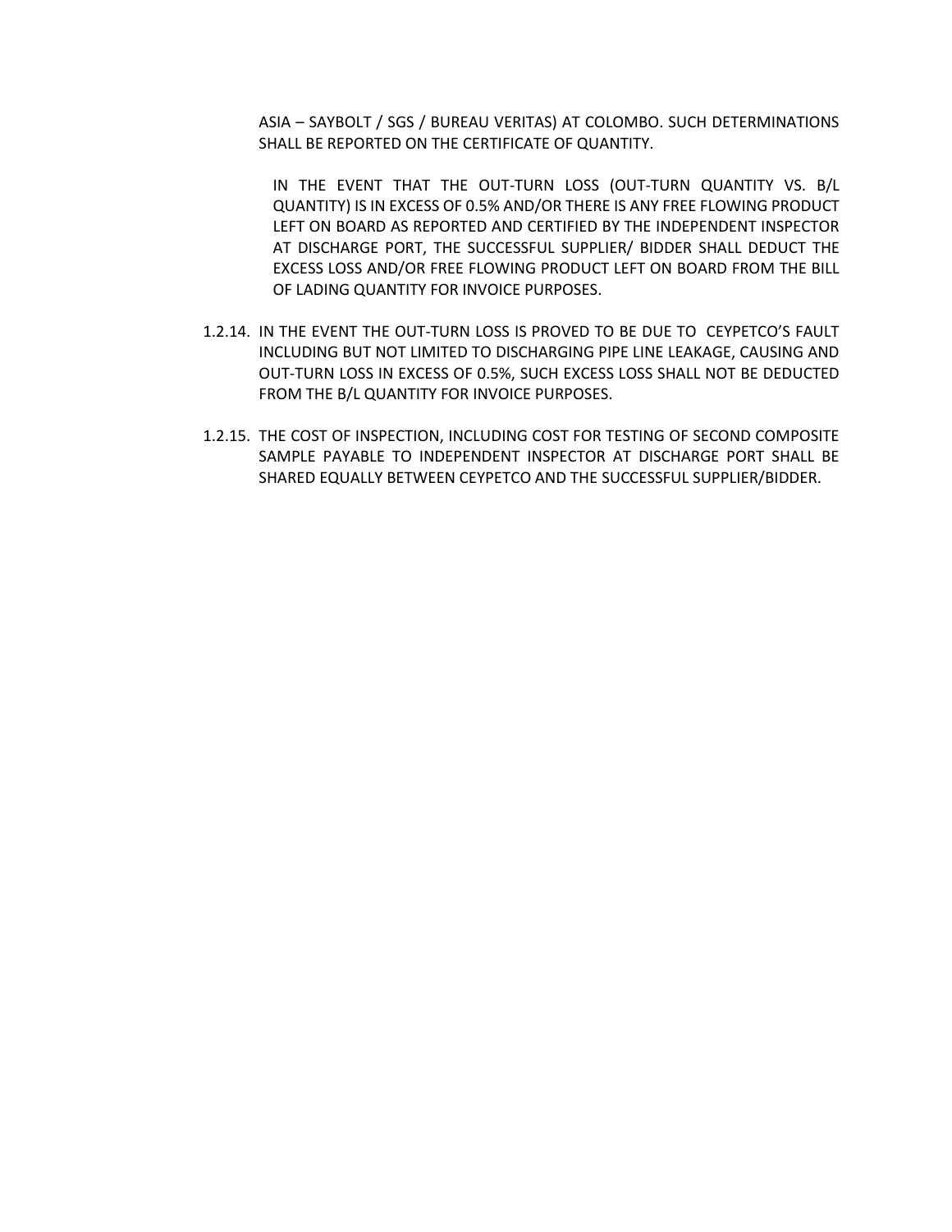ASIA – SAYBOLT / SGS / BUREAU VERITAS) AT COLOMBO. SUCH DETERMINATIONS SHALL BE REPORTED ON THE CERTIFICATE OF QUANTITY.

IN THE EVENT THAT THE OUT-TURN LOSS (OUT-TURN QUANTITY VS. B/L QUANTITY) IS IN EXCESS OF 0.5% AND/OR THERE IS ANY FREE FLOWING PRODUCT LEFT ON BOARD AS REPORTED AND CERTIFIED BY THE INDEPENDENT INSPECTOR AT DISCHARGE PORT, THE SUCCESSFUL SUPPLIER/ BIDDER SHALL DEDUCT THE EXCESS LOSS AND/OR FREE FLOWING PRODUCT LEFT ON BOARD FROM THE BILL OF LADING QUANTITY FOR INVOICE PURPOSES.

1.2.14. IN THE EVENT THE OUT-TURN LOSS IS PROVED TO BE DUE TO CEYPETCO'S FAULT INCLUDING BUT NOT LIMITED TO DISCHARGING PIPE LINE LEAKAGE, CAUSING AND OUT-TURN LOSS IN EXCESS OF 0.5%, SUCH EXCESS LOSS SHALL NOT BE DEDUCTED FROM THE B/L QUANTITY FOR INVOICE PURPOSES.

1.2.15. THE COST OF INSPECTION, INCLUDING COST FOR TESTING OF SECOND COMPOSITE SAMPLE PAYABLE TO INDEPENDENT INSPECTOR AT DISCHARGE PORT SHALL BE SHARED EQUALLY BETWEEN CEYPETCO AND THE SUCCESSFUL SUPPLIER/BIDDER.